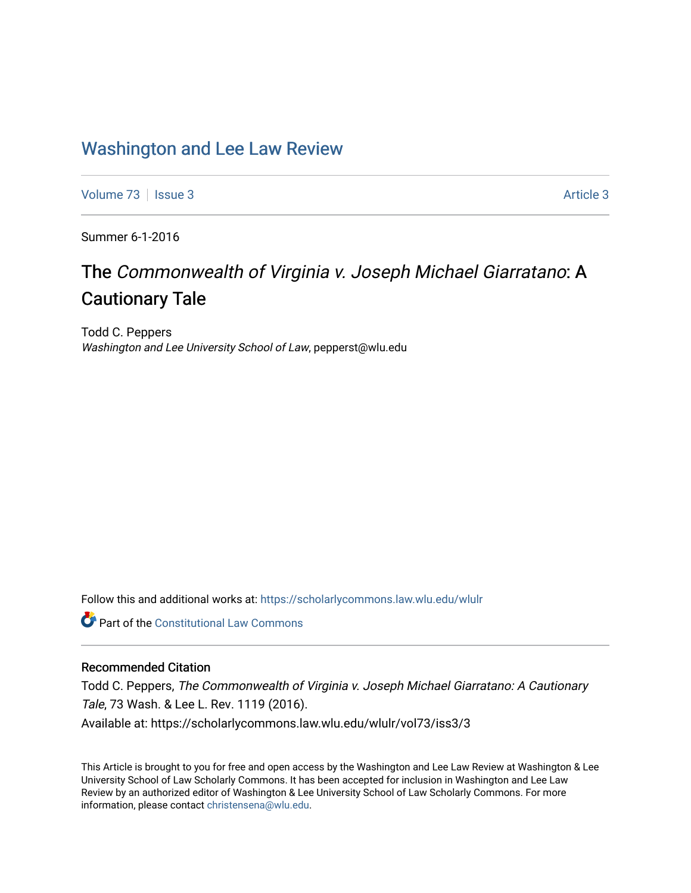# Washington and Lee Law Review

Volume 73 | Issue 3 Article 3

Summer 6-1-2016

## The *Commonwealth of Virginia v. Joseph Michael Giarratano*: A Cautionary Tale

Todd C. Peppers
*Washington and Lee University School of Law*, pepperst@wlu.edu

Follow this and additional works at: https://scholarlycommons.law.wlu.edu/wlulr

Part of the Constitutional Law Commons

### Recommended Citation

Todd C. Peppers, *The Commonwealth of Virginia v. Joseph Michael Giarratano: A Cautionary Tale*, 73 Wash. & Lee L. Rev. 1119 (2016).
Available at: https://scholarlycommons.law.wlu.edu/wlulr/vol73/iss3/3

This Article is brought to you for free and open access by the Washington and Lee Law Review at Washington & Lee University School of Law Scholarly Commons. It has been accepted for inclusion in Washington and Lee Law Review by an authorized editor of Washington & Lee University School of Law Scholarly Commons. For more information, please contact christensena@wlu.edu.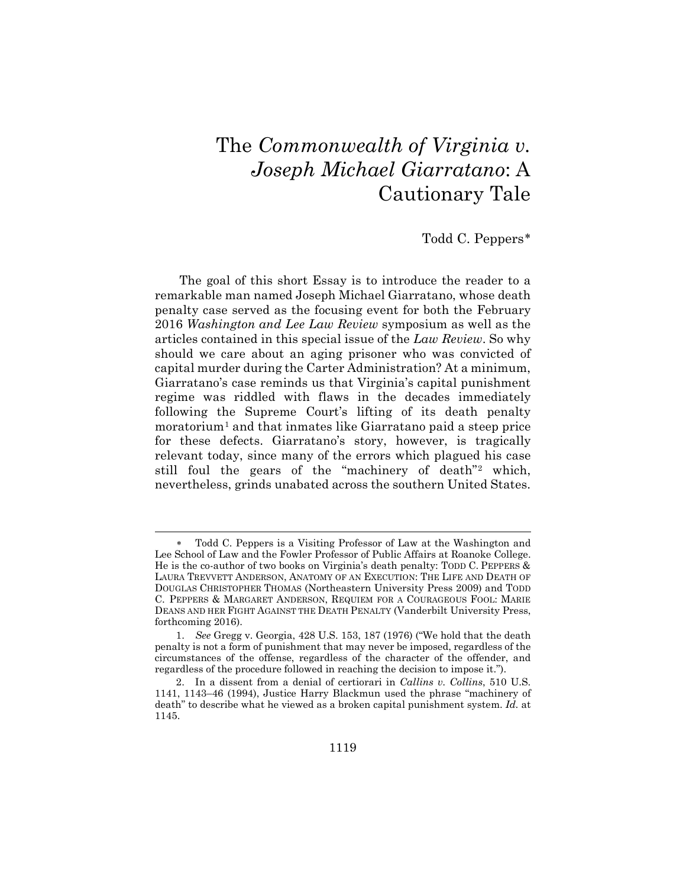# The *Commonwealth of Virginia v. Joseph Michael Giarratano*: A Cautionary Tale

Todd C. Peppers*

The goal of this short Essay is to introduce the reader to a remarkable man named Joseph Michael Giarratano, whose death penalty case served as the focusing event for both the February 2016 *Washington and Lee Law Review* symposium as well as the articles contained in this special issue of the *Law Review*. So why should we care about an aging prisoner who was convicted of capital murder during the Carter Administration? At a minimum, Giarratano's case reminds us that Virginia's capital punishment regime was riddled with flaws in the decades immediately following the Supreme Court's lifting of its death penalty moratorium[1] and that inmates like Giarratano paid a steep price for these defects. Giarratano's story, however, is tragically relevant today, since many of the errors which plagued his case still foul the gears of the "machinery of death"[2] which, nevertheless, grinds unabated across the southern United States.

---

\* Todd C. Peppers is a Visiting Professor of Law at the Washington and Lee School of Law and the Fowler Professor of Public Affairs at Roanoke College. He is the co-author of two books on Virginia's death penalty: TODD C. PEPPERS & LAURA TREVVETT ANDERSON, ANATOMY OF AN EXECUTION: THE LIFE AND DEATH OF DOUGLAS CHRISTOPHER THOMAS (Northeastern University Press 2009) and TODD C. PEPPERS & MARGARET ANDERSON, REQUIEM FOR A COURAGEOUS FOOL: MARIE DEANS AND HER FIGHT AGAINST THE DEATH PENALTY (Vanderbilt University Press, forthcoming 2016).

1. *See* Gregg v. Georgia, 428 U.S. 153, 187 (1976) ("We hold that the death penalty is not a form of punishment that may never be imposed, regardless of the circumstances of the offense, regardless of the character of the offender, and regardless of the procedure followed in reaching the decision to impose it.").

2. In a dissent from a denial of certiorari in *Callins v. Collins*, 510 U.S. 1141, 1143–46 (1994), Justice Harry Blackmun used the phrase "machinery of death" to describe what he viewed as a broken capital punishment system. *Id.* at 1145.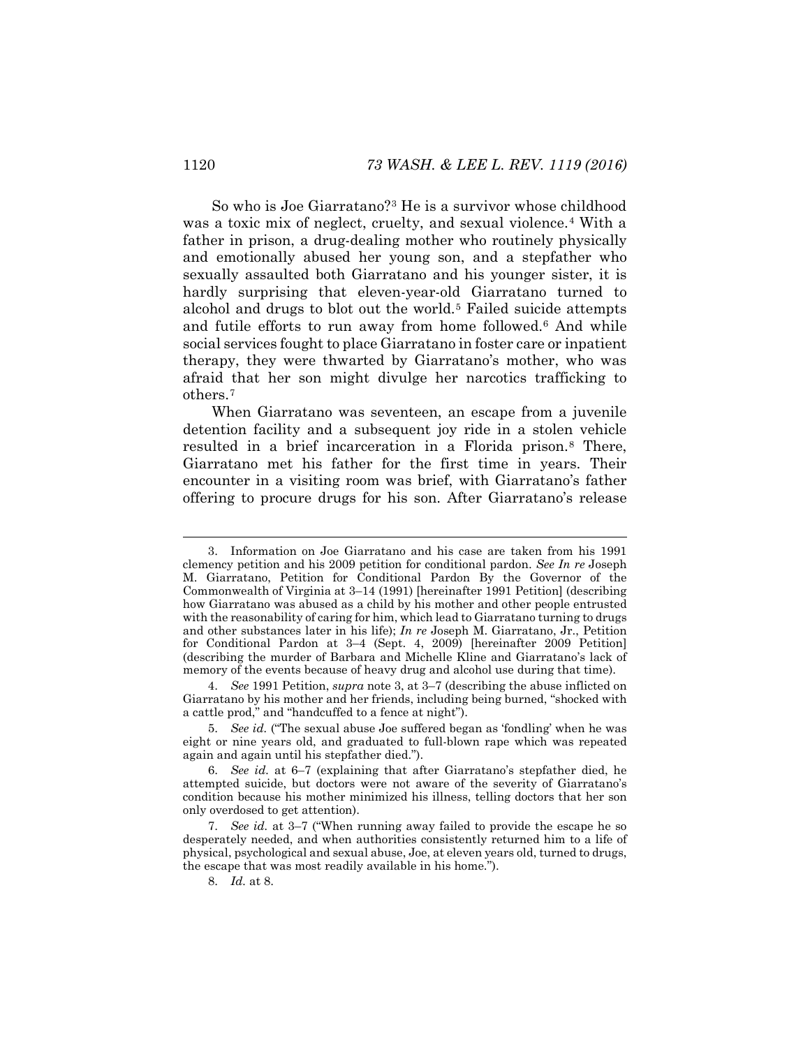So who is Joe Giarratano?[3] He is a survivor whose childhood was a toxic mix of neglect, cruelty, and sexual violence.[4] With a father in prison, a drug-dealing mother who routinely physically and emotionally abused her young son, and a stepfather who sexually assaulted both Giarratano and his younger sister, it is hardly surprising that eleven-year-old Giarratano turned to alcohol and drugs to blot out the world.[5] Failed suicide attempts and futile efforts to run away from home followed.[6] And while social services fought to place Giarratano in foster care or inpatient therapy, they were thwarted by Giarratano's mother, who was afraid that her son might divulge her narcotics trafficking to others.[7]

When Giarratano was seventeen, an escape from a juvenile detention facility and a subsequent joy ride in a stolen vehicle resulted in a brief incarceration in a Florida prison.[8] There, Giarratano met his father for the first time in years. Their encounter in a visiting room was brief, with Giarratano's father offering to procure drugs for his son. After Giarratano's release

---

3. Information on Joe Giarratano and his case are taken from his 1991 clemency petition and his 2009 petition for conditional pardon. *See In re* Joseph M. Giarratano, Petition for Conditional Pardon By the Governor of the Commonwealth of Virginia at 3–14 (1991) [hereinafter 1991 Petition] (describing how Giarratano was abused as a child by his mother and other people entrusted with the reasonability of caring for him, which lead to Giarratano turning to drugs and other substances later in his life); *In re* Joseph M. Giarratano, Jr., Petition for Conditional Pardon at 3–4 (Sept. 4, 2009) [hereinafter 2009 Petition] (describing the murder of Barbara and Michelle Kline and Giarratano's lack of memory of the events because of heavy drug and alcohol use during that time).

4. *See* 1991 Petition, *supra* note 3, at 3–7 (describing the abuse inflicted on Giarratano by his mother and her friends, including being burned, "shocked with a cattle prod," and "handcuffed to a fence at night").

5. *See id.* ("The sexual abuse Joe suffered began as 'fondling' when he was eight or nine years old, and graduated to full-blown rape which was repeated again and again until his stepfather died.").

6. *See id.* at 6–7 (explaining that after Giarratano's stepfather died, he attempted suicide, but doctors were not aware of the severity of Giarratano's condition because his mother minimized his illness, telling doctors that her son only overdosed to get attention).

7. *See id.* at 3–7 ("When running away failed to provide the escape he so desperately needed, and when authorities consistently returned him to a life of physical, psychological and sexual abuse, Joe, at eleven years old, turned to drugs, the escape that was most readily available in his home.").

8. *Id.* at 8.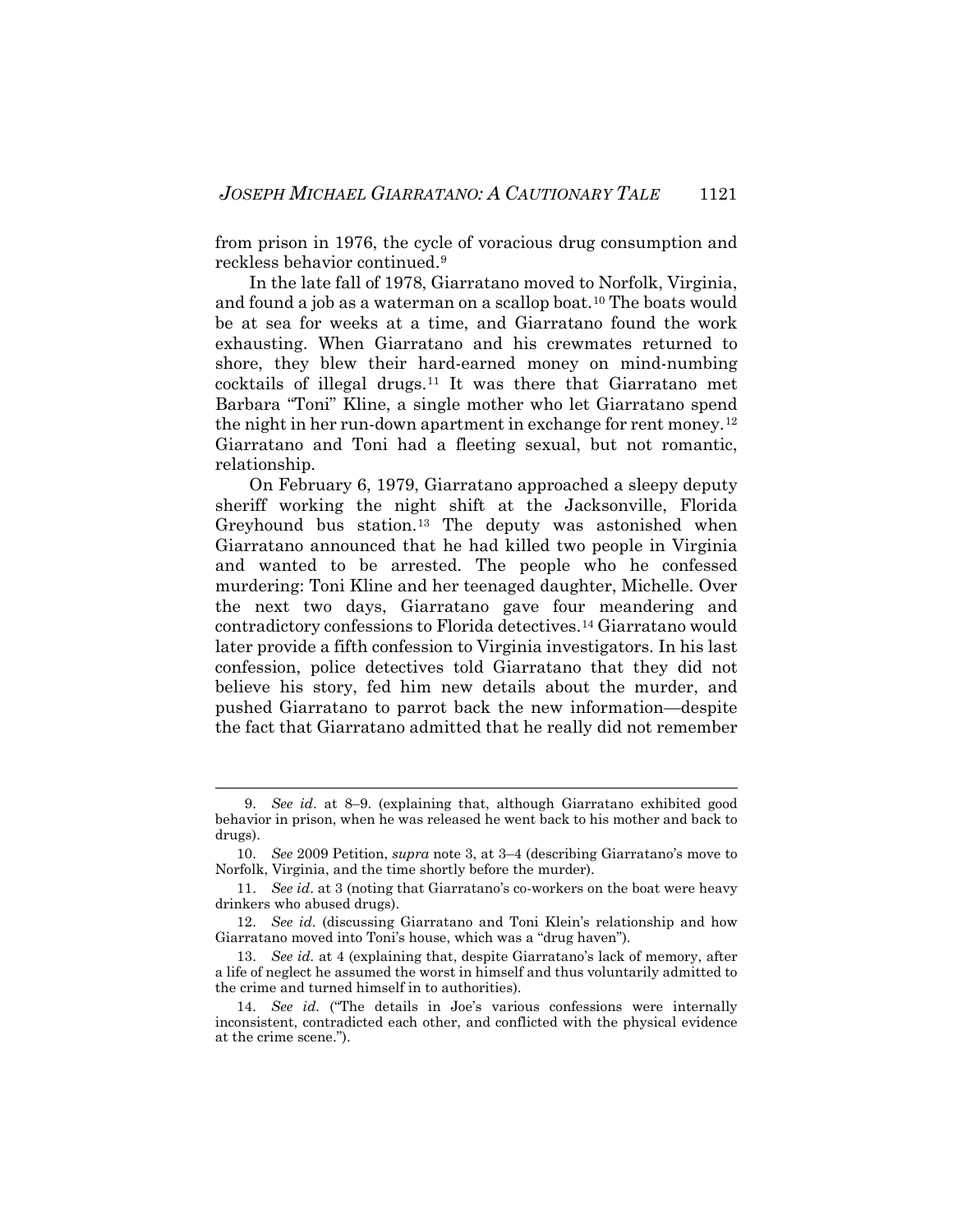from prison in 1976, the cycle of voracious drug consumption and reckless behavior continued.[9]

In the late fall of 1978, Giarratano moved to Norfolk, Virginia, and found a job as a waterman on a scallop boat.[10] The boats would be at sea for weeks at a time, and Giarratano found the work exhausting. When Giarratano and his crewmates returned to shore, they blew their hard-earned money on mind-numbing cocktails of illegal drugs.[11] It was there that Giarratano met Barbara "Toni" Kline, a single mother who let Giarratano spend the night in her run-down apartment in exchange for rent money.[12] Giarratano and Toni had a fleeting sexual, but not romantic, relationship.

On February 6, 1979, Giarratano approached a sleepy deputy sheriff working the night shift at the Jacksonville, Florida Greyhound bus station.[13] The deputy was astonished when Giarratano announced that he had killed two people in Virginia and wanted to be arrested. The people who he confessed murdering: Toni Kline and her teenaged daughter, Michelle. Over the next two days, Giarratano gave four meandering and contradictory confessions to Florida detectives.[14] Giarratano would later provide a fifth confession to Virginia investigators. In his last confession, police detectives told Giarratano that they did not believe his story, fed him new details about the murder, and pushed Giarratano to parrot back the new information—despite the fact that Giarratano admitted that he really did not remember

---

9. *See id*. at 8–9. (explaining that, although Giarratano exhibited good behavior in prison, when he was released he went back to his mother and back to drugs).

10. *See* 2009 Petition, *supra* note 3, at 3–4 (describing Giarratano's move to Norfolk, Virginia, and the time shortly before the murder).

11. *See id*. at 3 (noting that Giarratano's co-workers on the boat were heavy drinkers who abused drugs).

12. *See id*. (discussing Giarratano and Toni Klein's relationship and how Giarratano moved into Toni's house, which was a "drug haven").

13. *See id.* at 4 (explaining that, despite Giarratano's lack of memory, after a life of neglect he assumed the worst in himself and thus voluntarily admitted to the crime and turned himself in to authorities).

14. *See id.* ("The details in Joe's various confessions were internally inconsistent, contradicted each other, and conflicted with the physical evidence at the crime scene.").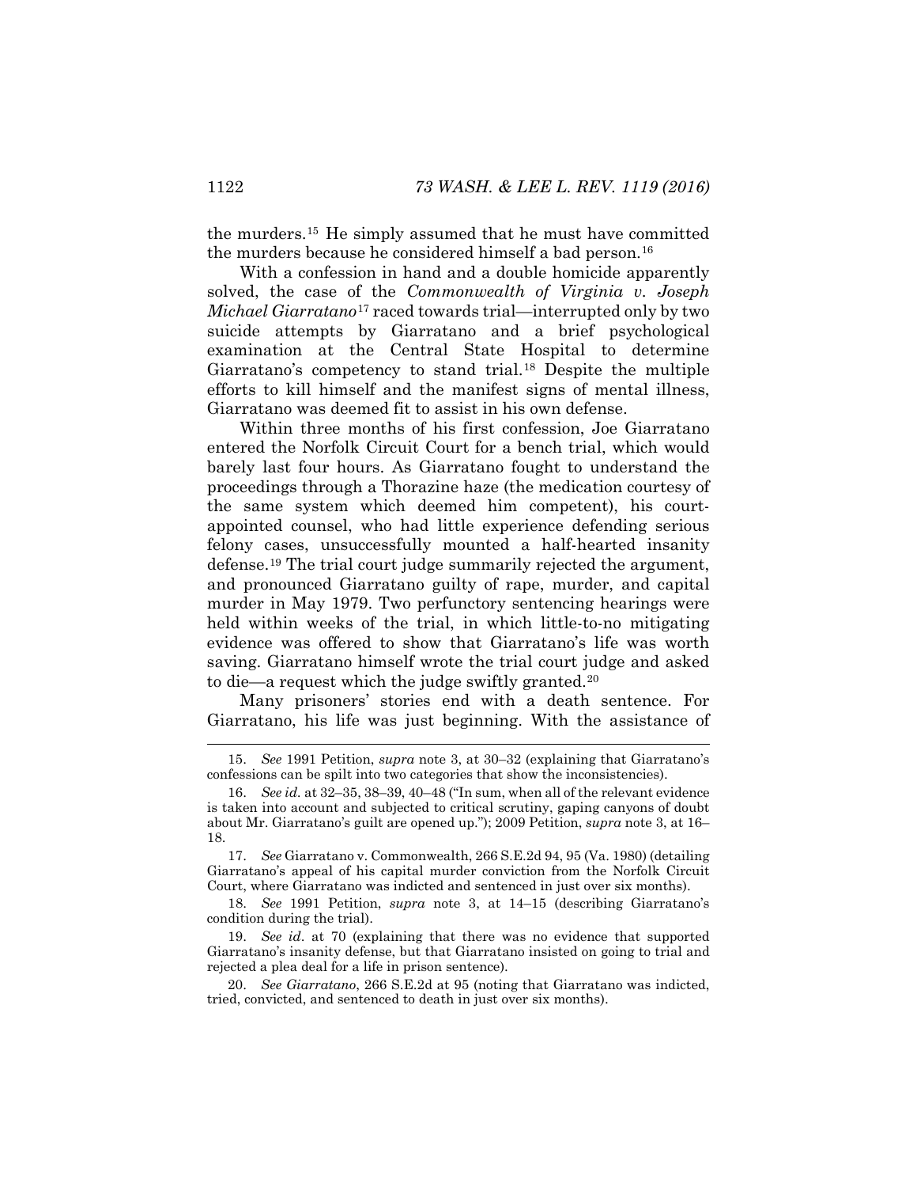the murders.[15] He simply assumed that he must have committed the murders because he considered himself a bad person.[16]

With a confession in hand and a double homicide apparently solved, the case of the *Commonwealth of Virginia v. Joseph Michael Giarratano*[17] raced towards trial—interrupted only by two suicide attempts by Giarratano and a brief psychological examination at the Central State Hospital to determine Giarratano's competency to stand trial.[18] Despite the multiple efforts to kill himself and the manifest signs of mental illness, Giarratano was deemed fit to assist in his own defense.

Within three months of his first confession, Joe Giarratano entered the Norfolk Circuit Court for a bench trial, which would barely last four hours. As Giarratano fought to understand the proceedings through a Thorazine haze (the medication courtesy of the same system which deemed him competent), his court-appointed counsel, who had little experience defending serious felony cases, unsuccessfully mounted a half-hearted insanity defense.[19] The trial court judge summarily rejected the argument, and pronounced Giarratano guilty of rape, murder, and capital murder in May 1979. Two perfunctory sentencing hearings were held within weeks of the trial, in which little-to-no mitigating evidence was offered to show that Giarratano's life was worth saving. Giarratano himself wrote the trial court judge and asked to die—a request which the judge swiftly granted.[20]

Many prisoners' stories end with a death sentence. For Giarratano, his life was just beginning. With the assistance of

---

15. *See* 1991 Petition, *supra* note 3, at 30–32 (explaining that Giarratano's confessions can be spilt into two categories that show the inconsistencies).

16. *See id.* at 32–35, 38–39, 40–48 ("In sum, when all of the relevant evidence is taken into account and subjected to critical scrutiny, gaping canyons of doubt about Mr. Giarratano's guilt are opened up."); 2009 Petition, *supra* note 3, at 16–18.

17. *See* Giarratano v. Commonwealth, 266 S.E.2d 94, 95 (Va. 1980) (detailing Giarratano's appeal of his capital murder conviction from the Norfolk Circuit Court, where Giarratano was indicted and sentenced in just over six months).

18. *See* 1991 Petition, *supra* note 3, at 14–15 (describing Giarratano's condition during the trial).

19. *See id.* at 70 (explaining that there was no evidence that supported Giarratano's insanity defense, but that Giarratano insisted on going to trial and rejected a plea deal for a life in prison sentence).

20. *See Giarratano*, 266 S.E.2d at 95 (noting that Giarratano was indicted, tried, convicted, and sentenced to death in just over six months).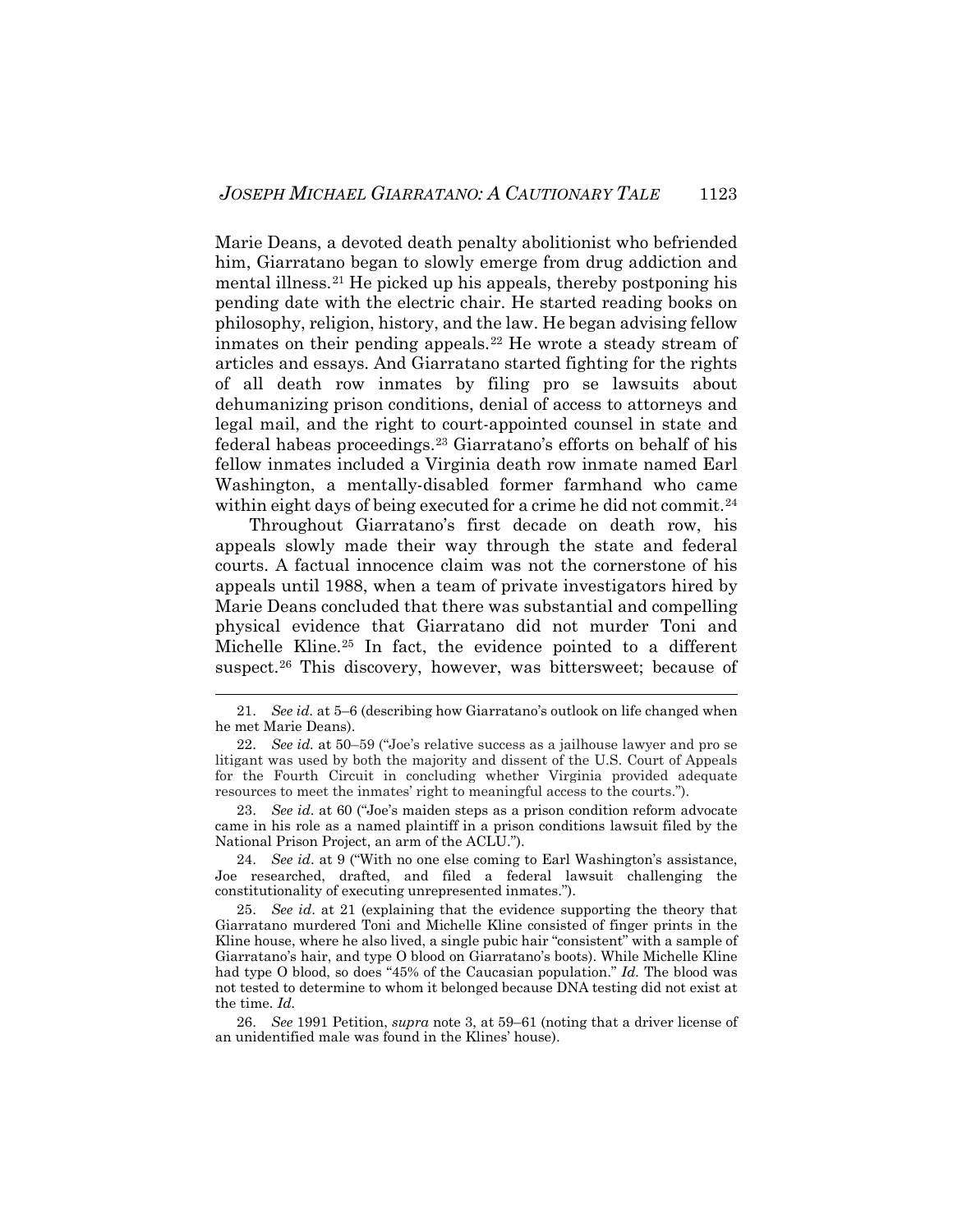Marie Deans, a devoted death penalty abolitionist who befriended him, Giarratano began to slowly emerge from drug addiction and mental illness.[21] He picked up his appeals, thereby postponing his pending date with the electric chair. He started reading books on philosophy, religion, history, and the law. He began advising fellow inmates on their pending appeals.[22] He wrote a steady stream of articles and essays. And Giarratano started fighting for the rights of all death row inmates by filing pro se lawsuits about dehumanizing prison conditions, denial of access to attorneys and legal mail, and the right to court-appointed counsel in state and federal habeas proceedings.[23] Giarratano's efforts on behalf of his fellow inmates included a Virginia death row inmate named Earl Washington, a mentally-disabled former farmhand who came within eight days of being executed for a crime he did not commit.[24]

Throughout Giarratano's first decade on death row, his appeals slowly made their way through the state and federal courts. A factual innocence claim was not the cornerstone of his appeals until 1988, when a team of private investigators hired by Marie Deans concluded that there was substantial and compelling physical evidence that Giarratano did not murder Toni and Michelle Kline.[25] In fact, the evidence pointed to a different suspect.[26] This discovery, however, was bittersweet; because of

---

21. *See id.* at 5–6 (describing how Giarratano's outlook on life changed when he met Marie Deans).

22. *See id.* at 50–59 ("Joe's relative success as a jailhouse lawyer and pro se litigant was used by both the majority and dissent of the U.S. Court of Appeals for the Fourth Circuit in concluding whether Virginia provided adequate resources to meet the inmates' right to meaningful access to the courts.").

23. *See id.* at 60 ("Joe's maiden steps as a prison condition reform advocate came in his role as a named plaintiff in a prison conditions lawsuit filed by the National Prison Project, an arm of the ACLU.").

24. *See id.* at 9 ("With no one else coming to Earl Washington's assistance, Joe researched, drafted, and filed a federal lawsuit challenging the constitutionality of executing unrepresented inmates.").

25. *See id.* at 21 (explaining that the evidence supporting the theory that Giarratano murdered Toni and Michelle Kline consisted of finger prints in the Kline house, where he also lived, a single pubic hair "consistent" with a sample of Giarratano's hair, and type O blood on Giarratano's boots). While Michelle Kline had type O blood, so does "45% of the Caucasian population." *Id.* The blood was not tested to determine to whom it belonged because DNA testing did not exist at the time. *Id.*

26. *See* 1991 Petition, *supra* note 3, at 59–61 (noting that a driver license of an unidentified male was found in the Klines' house).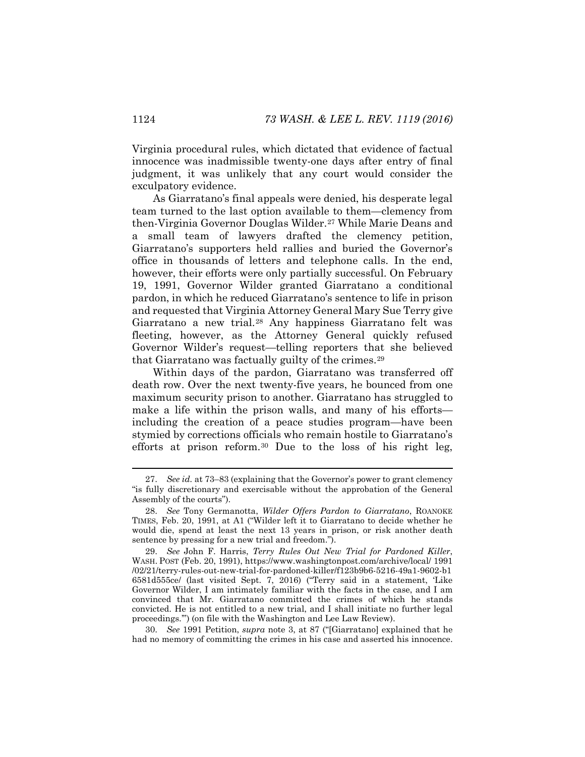Virginia procedural rules, which dictated that evidence of factual innocence was inadmissible twenty-one days after entry of final judgment, it was unlikely that any court would consider the exculpatory evidence.

As Giarratano's final appeals were denied, his desperate legal team turned to the last option available to them—clemency from then-Virginia Governor Douglas Wilder.[27] While Marie Deans and a small team of lawyers drafted the clemency petition, Giarratano's supporters held rallies and buried the Governor's office in thousands of letters and telephone calls. In the end, however, their efforts were only partially successful. On February 19, 1991, Governor Wilder granted Giarratano a conditional pardon, in which he reduced Giarratano's sentence to life in prison and requested that Virginia Attorney General Mary Sue Terry give Giarratano a new trial.[28] Any happiness Giarratano felt was fleeting, however, as the Attorney General quickly refused Governor Wilder's request—telling reporters that she believed that Giarratano was factually guilty of the crimes.[29]

Within days of the pardon, Giarratano was transferred off death row. Over the next twenty-five years, he bounced from one maximum security prison to another. Giarratano has struggled to make a life within the prison walls, and many of his efforts—including the creation of a peace studies program—have been stymied by corrections officials who remain hostile to Giarratano's efforts at prison reform.[30] Due to the loss of his right leg,

---

27. *See id.* at 73–83 (explaining that the Governor's power to grant clemency "is fully discretionary and exercisable without the approbation of the General Assembly of the courts").

28. *See* Tony Germanotta, *Wilder Offers Pardon to Giarratano*, ROANOKE TIMES, Feb. 20, 1991, at A1 ("Wilder left it to Giarratano to decide whether he would die, spend at least the next 13 years in prison, or risk another death sentence by pressing for a new trial and freedom.").

29. *See* John F. Harris, *Terry Rules Out New Trial for Pardoned Killer*, WASH. POST (Feb. 20, 1991), https://www.washingtonpost.com/archive/local/1991/02/21/terry-rules-out-new-trial-for-pardoned-killer/f123b9b6-5216-49a1-9602-b16581d555ce/ (last visited Sept. 7, 2016) ("Terry said in a statement, 'Like Governor Wilder, I am intimately familiar with the facts in the case, and I am convinced that Mr. Giarratano committed the crimes of which he stands convicted. He is not entitled to a new trial, and I shall initiate no further legal proceedings.'") (on file with the Washington and Lee Law Review).

30. *See* 1991 Petition, *supra* note 3, at 87 ("[Giarratano] explained that he had no memory of committing the crimes in his case and asserted his innocence.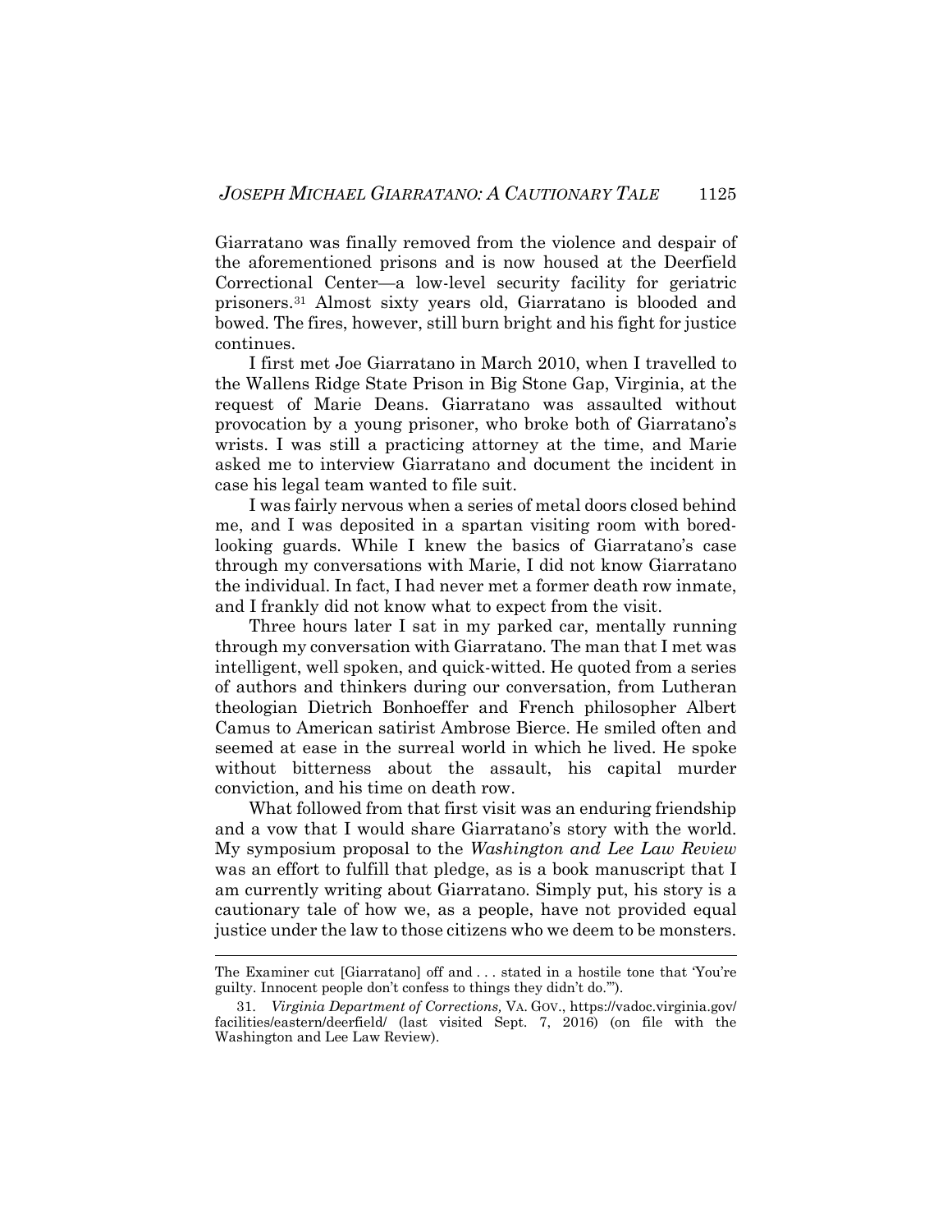Giarratano was finally removed from the violence and despair of the aforementioned prisons and is now housed at the Deerfield Correctional Center—a low-level security facility for geriatric prisoners.[31] Almost sixty years old, Giarratano is blooded and bowed. The fires, however, still burn bright and his fight for justice continues.

I first met Joe Giarratano in March 2010, when I travelled to the Wallens Ridge State Prison in Big Stone Gap, Virginia, at the request of Marie Deans. Giarratano was assaulted without provocation by a young prisoner, who broke both of Giarratano's wrists. I was still a practicing attorney at the time, and Marie asked me to interview Giarratano and document the incident in case his legal team wanted to file suit.

I was fairly nervous when a series of metal doors closed behind me, and I was deposited in a spartan visiting room with bored-looking guards. While I knew the basics of Giarratano's case through my conversations with Marie, I did not know Giarratano the individual. In fact, I had never met a former death row inmate, and I frankly did not know what to expect from the visit.

Three hours later I sat in my parked car, mentally running through my conversation with Giarratano. The man that I met was intelligent, well spoken, and quick-witted. He quoted from a series of authors and thinkers during our conversation, from Lutheran theologian Dietrich Bonhoeffer and French philosopher Albert Camus to American satirist Ambrose Bierce. He smiled often and seemed at ease in the surreal world in which he lived. He spoke without bitterness about the assault, his capital murder conviction, and his time on death row.

What followed from that first visit was an enduring friendship and a vow that I would share Giarratano's story with the world. My symposium proposal to the *Washington and Lee Law Review* was an effort to fulfill that pledge, as is a book manuscript that I am currently writing about Giarratano. Simply put, his story is a cautionary tale of how we, as a people, have not provided equal justice under the law to those citizens who we deem to be monsters.

---

The Examiner cut [Giarratano] off and . . . stated in a hostile tone that 'You're guilty. Innocent people don't confess to things they didn't do.'").

31. *Virginia Department of Corrections,* VA. GOV., https://vadoc.virginia.gov/facilities/eastern/deerfield/ (last visited Sept. 7, 2016) (on file with the Washington and Lee Law Review).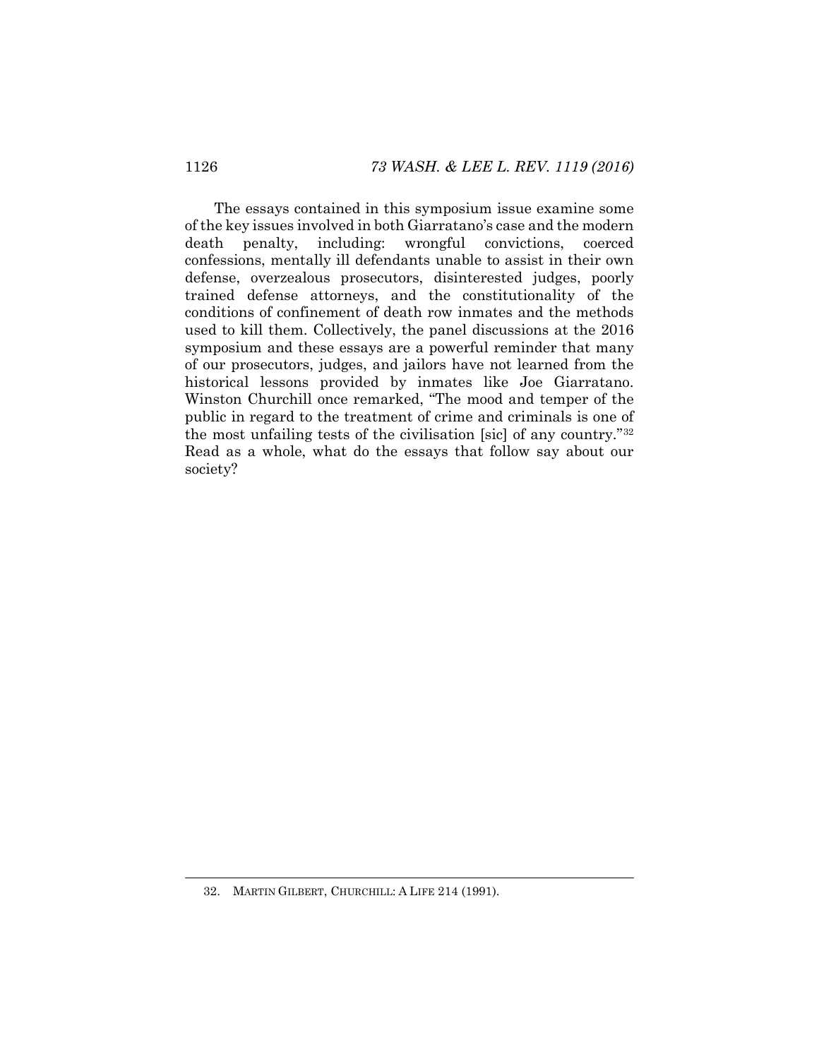The essays contained in this symposium issue examine some of the key issues involved in both Giarratano's case and the modern death penalty, including: wrongful convictions, coerced confessions, mentally ill defendants unable to assist in their own defense, overzealous prosecutors, disinterested judges, poorly trained defense attorneys, and the constitutionality of the conditions of confinement of death row inmates and the methods used to kill them. Collectively, the panel discussions at the 2016 symposium and these essays are a powerful reminder that many of our prosecutors, judges, and jailors have not learned from the historical lessons provided by inmates like Joe Giarratano. Winston Churchill once remarked, "The mood and temper of the public in regard to the treatment of crime and criminals is one of the most unfailing tests of the civilisation [sic] of any country."[32] Read as a whole, what do the essays that follow say about our society?

---

32. MARTIN GILBERT, CHURCHILL: A LIFE 214 (1991).